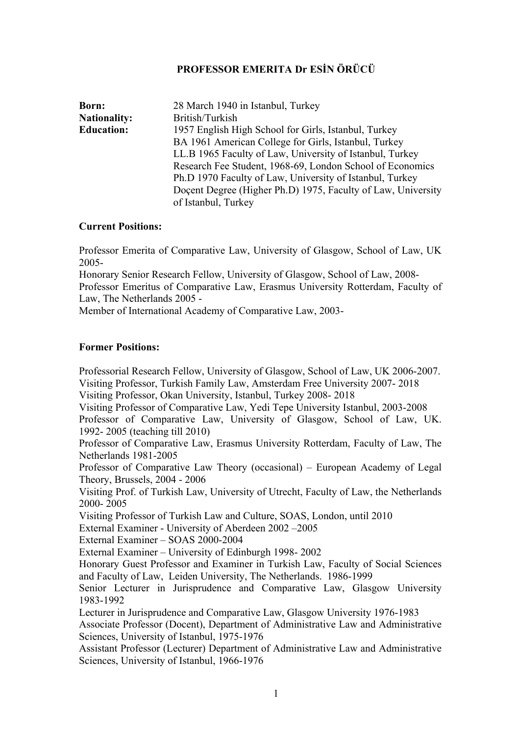**PROFESSOR EMERITA Dr ESİN ÖRÜCÜ**

| | |
|---|---|
| **Born:** | 28 March 1940 in Istanbul, Turkey |
| **Nationality:** | British/Turkish |
| **Education:** | 1957 English High School for Girls, Istanbul, Turkey<br>BA 1961 American College for Girls, Istanbul, Turkey<br>LL.B 1965 Faculty of Law, University of Istanbul, Turkey<br>Research Fee Student, 1968-69, London School of Economics<br>Ph.D 1970 Faculty of Law, University of Istanbul, Turkey<br>Doçent Degree (Higher Ph.D) 1975, Faculty of Law, University of Istanbul, Turkey |

**Current Positions:**

Professor Emerita of Comparative Law, University of Glasgow, School of Law, UK 2005-
Honorary Senior Research Fellow, University of Glasgow, School of Law, 2008-
Professor Emeritus of Comparative Law, Erasmus University Rotterdam, Faculty of Law, The Netherlands 2005 -
Member of International Academy of Comparative Law, 2003-

**Former Positions:**

Professorial Research Fellow, University of Glasgow, School of Law, UK 2006-2007.
Visiting Professor, Turkish Family Law, Amsterdam Free University 2007- 2018
Visiting Professor, Okan University, Istanbul, Turkey 2008- 2018
Visiting Professor of Comparative Law, Yedi Tepe University Istanbul, 2003-2008
Professor of Comparative Law, University of Glasgow, School of Law, UK. 1992- 2005 (teaching till 2010)
Professor of Comparative Law, Erasmus University Rotterdam, Faculty of Law, The Netherlands 1981-2005
Professor of Comparative Law Theory (occasional) – European Academy of Legal Theory, Brussels, 2004 - 2006
Visiting Prof. of Turkish Law, University of Utrecht, Faculty of Law, the Netherlands 2000- 2005
Visiting Professor of Turkish Law and Culture, SOAS, London, until 2010
External Examiner - University of Aberdeen 2002 –2005
External Examiner – SOAS 2000-2004
External Examiner – University of Edinburgh 1998- 2002
Honorary Guest Professor and Examiner in Turkish Law, Faculty of Social Sciences and Faculty of Law, Leiden University, The Netherlands. 1986-1999
Senior Lecturer in Jurisprudence and Comparative Law, Glasgow University 1983-1992
Lecturer in Jurisprudence and Comparative Law, Glasgow University 1976-1983
Associate Professor (Docent), Department of Administrative Law and Administrative Sciences, University of Istanbul, 1975-1976
Assistant Professor (Lecturer) Department of Administrative Law and Administrative Sciences, University of Istanbul, 1966-1976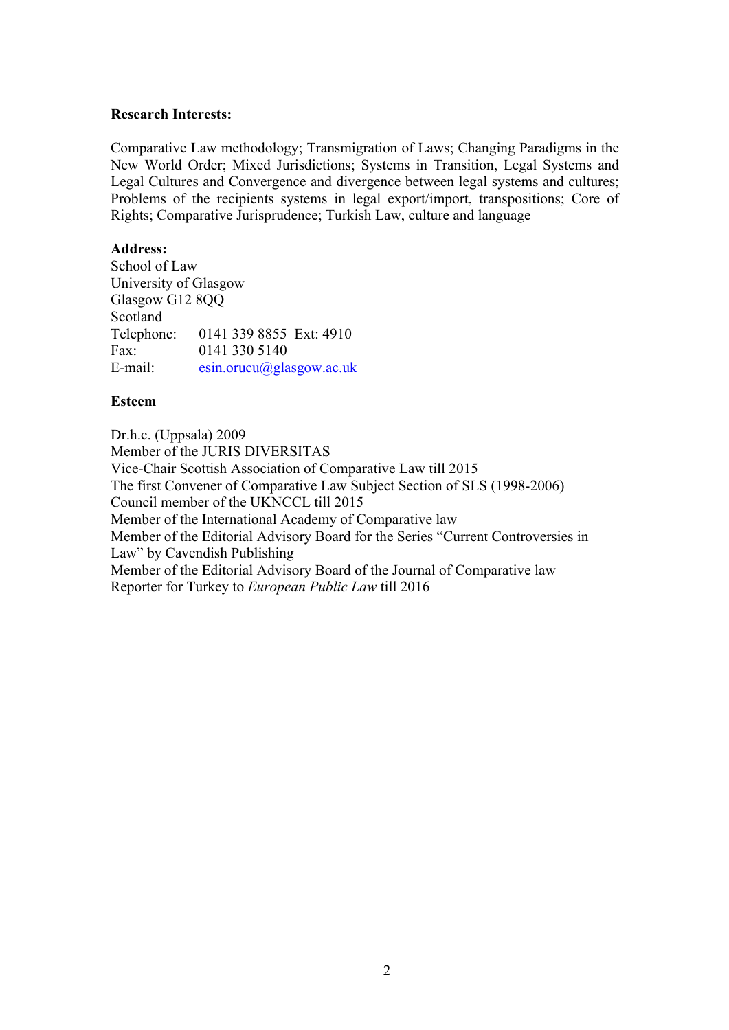**Research Interests:**

Comparative Law methodology; Transmigration of Laws; Changing Paradigms in the New World Order; Mixed Jurisdictions; Systems in Transition, Legal Systems and Legal Cultures and Convergence and divergence between legal systems and cultures; Problems of the recipients systems in legal export/import, transpositions; Core of Rights; Comparative Jurisprudence; Turkish Law, culture and language

**Address:**

School of Law
University of Glasgow
Glasgow G12 8QQ
Scotland
Telephone: 0141 339 8855 Ext: 4910
Fax: 0141 330 5140
E-mail: esin.orucu@glasgow.ac.uk

**Esteem**

Dr.h.c. (Uppsala) 2009
Member of the JURIS DIVERSITAS
Vice-Chair Scottish Association of Comparative Law till 2015
The first Convener of Comparative Law Subject Section of SLS (1998-2006)
Council member of the UKNCCL till 2015
Member of the International Academy of Comparative law
Member of the Editorial Advisory Board for the Series "Current Controversies in Law" by Cavendish Publishing
Member of the Editorial Advisory Board of the Journal of Comparative law
Reporter for Turkey to *European Public Law* till 2016